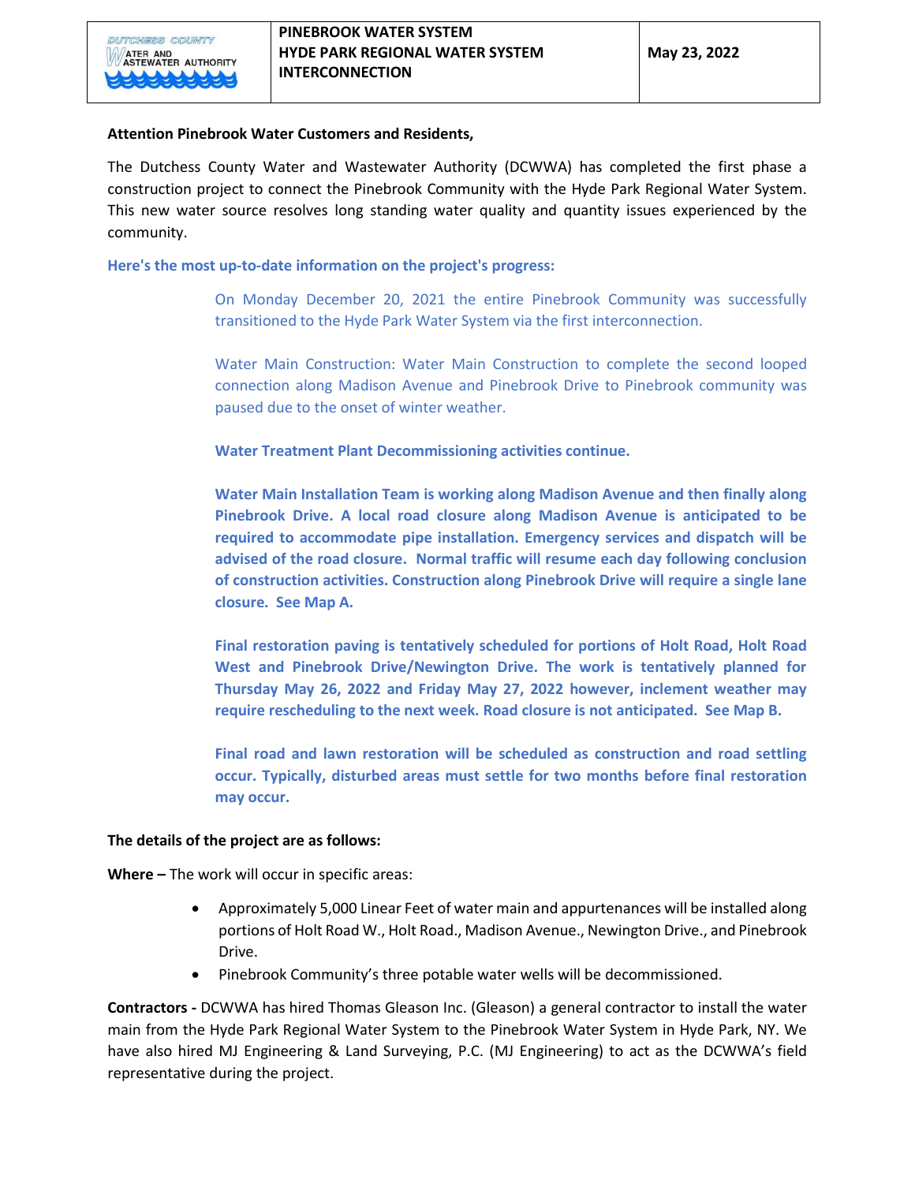| DUTCHESS COUNTY WATER AND WASTEWATER AUTHORITY | PINEBROOK WATER SYSTEM HYDE PARK REGIONAL WATER SYSTEM INTERCONNECTION | May 23, 2022 |
|---|---|---|

**Attention Pinebrook Water Customers and Residents,**

The Dutchess County Water and Wastewater Authority (DCWWA) has completed the first phase a construction project to connect the Pinebrook Community with the Hyde Park Regional Water System. This new water source resolves long standing water quality and quantity issues experienced by the community.

**Here's the most up-to-date information on the project's progress:**

On Monday December 20, 2021 the entire Pinebrook Community was successfully transitioned to the Hyde Park Water System via the first interconnection.

Water Main Construction: Water Main Construction to complete the second looped connection along Madison Avenue and Pinebrook Drive to Pinebrook community was paused due to the onset of winter weather.

**Water Treatment Plant Decommissioning activities continue.**

**Water Main Installation Team is working along Madison Avenue and then finally along Pinebrook Drive. A local road closure along Madison Avenue is anticipated to be required to accommodate pipe installation. Emergency services and dispatch will be advised of the road closure. Normal traffic will resume each day following conclusion of construction activities. Construction along Pinebrook Drive will require a single lane closure. See Map A.**

**Final restoration paving is tentatively scheduled for portions of Holt Road, Holt Road West and Pinebrook Drive/Newington Drive. The work is tentatively planned for Thursday May 26, 2022 and Friday May 27, 2022 however, inclement weather may require rescheduling to the next week. Road closure is not anticipated. See Map B.**

**Final road and lawn restoration will be scheduled as construction and road settling occur. Typically, disturbed areas must settle for two months before final restoration may occur.**

**The details of the project are as follows:**

**Where –** The work will occur in specific areas:

- Approximately 5,000 Linear Feet of water main and appurtenances will be installed along portions of Holt Road W., Holt Road., Madison Avenue., Newington Drive., and Pinebrook Drive.
- Pinebrook Community's three potable water wells will be decommissioned.

**Contractors -** DCWWA has hired Thomas Gleason Inc. (Gleason) a general contractor to install the water main from the Hyde Park Regional Water System to the Pinebrook Water System in Hyde Park, NY. We have also hired MJ Engineering & Land Surveying, P.C. (MJ Engineering) to act as the DCWWA's field representative during the project.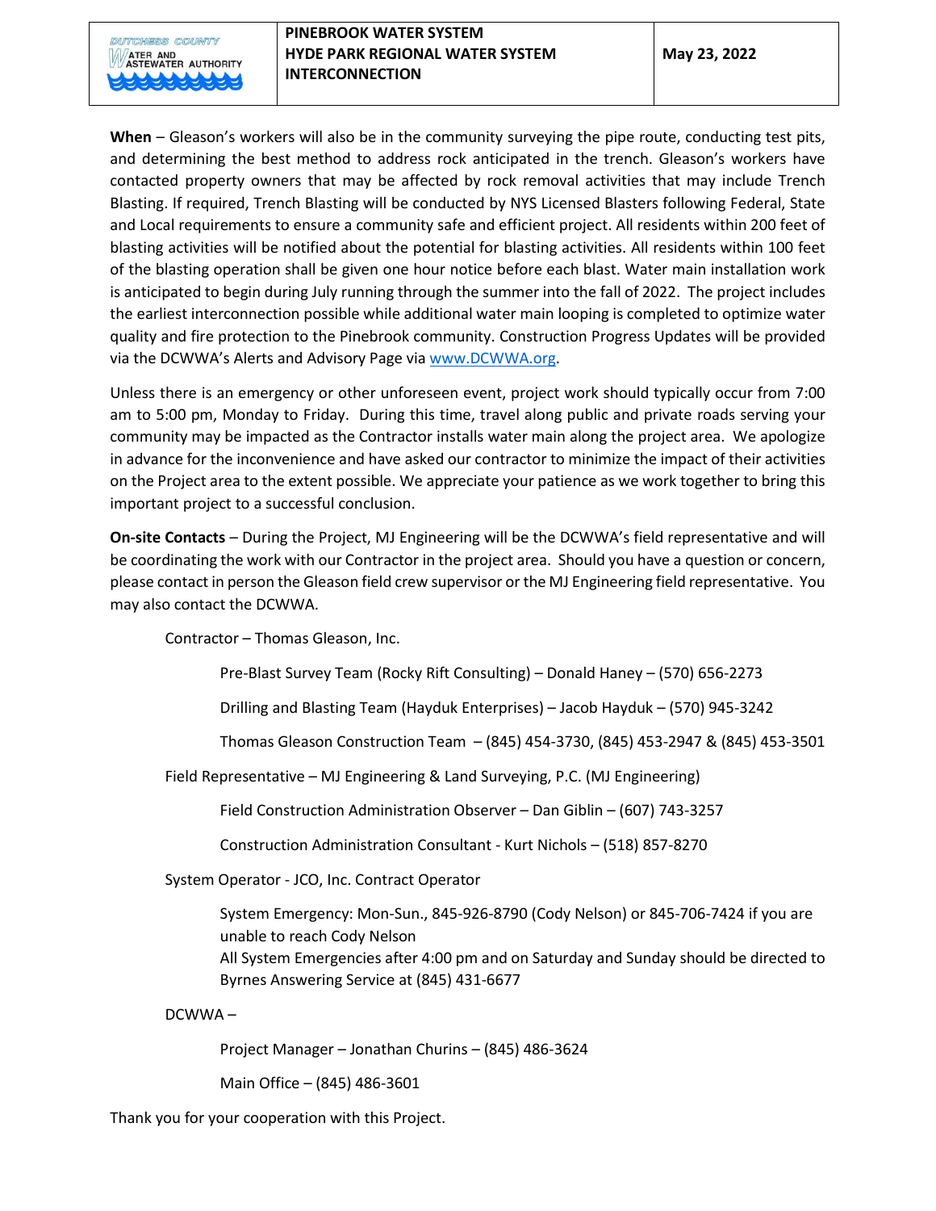**When** – Gleason's workers will also be in the community surveying the pipe route, conducting test pits, and determining the best method to address rock anticipated in the trench. Gleason's workers have contacted property owners that may be affected by rock removal activities that may include Trench Blasting. If required, Trench Blasting will be conducted by NYS Licensed Blasters following Federal, State and Local requirements to ensure a community safe and efficient project. All residents within 200 feet of blasting activities will be notified about the potential for blasting activities. All residents within 100 feet of the blasting operation shall be given one hour notice before each blast. Water main installation work is anticipated to begin during July running through the summer into the fall of 2022. The project includes the earliest interconnection possible while additional water main looping is completed to optimize water quality and fire protection to the Pinebrook community. Construction Progress Updates will be provided via the DCWWA's Alerts and Advisory Page via www.DCWWA.org.

Unless there is an emergency or other unforeseen event, project work should typically occur from 7:00 am to 5:00 pm, Monday to Friday. During this time, travel along public and private roads serving your community may be impacted as the Contractor installs water main along the project area. We apologize in advance for the inconvenience and have asked our contractor to minimize the impact of their activities on the Project area to the extent possible. We appreciate your patience as we work together to bring this important project to a successful conclusion.

**On-site Contacts** – During the Project, MJ Engineering will be the DCWWA's field representative and will be coordinating the work with our Contractor in the project area. Should you have a question or concern, please contact in person the Gleason field crew supervisor or the MJ Engineering field representative. You may also contact the DCWWA.

Contractor – Thomas Gleason, Inc.

- Pre-Blast Survey Team (Rocky Rift Consulting) – Donald Haney – (570) 656-2273
- Drilling and Blasting Team (Hayduk Enterprises) – Jacob Hayduk – (570) 945-3242
- Thomas Gleason Construction Team – (845) 454-3730, (845) 453-2947 & (845) 453-3501

Field Representative – MJ Engineering & Land Surveying, P.C. (MJ Engineering)

- Field Construction Administration Observer – Dan Giblin – (607) 743-3257
- Construction Administration Consultant - Kurt Nichols – (518) 857-8270

System Operator - JCO, Inc. Contract Operator

- System Emergency: Mon-Sun., 845-926-8790 (Cody Nelson) or 845-706-7424 if you are unable to reach Cody Nelson
  All System Emergencies after 4:00 pm and on Saturday and Sunday should be directed to Byrnes Answering Service at (845) 431-6677

DCWWA –

- Project Manager – Jonathan Churins – (845) 486-3624
- Main Office – (845) 486-3601

Thank you for your cooperation with this Project.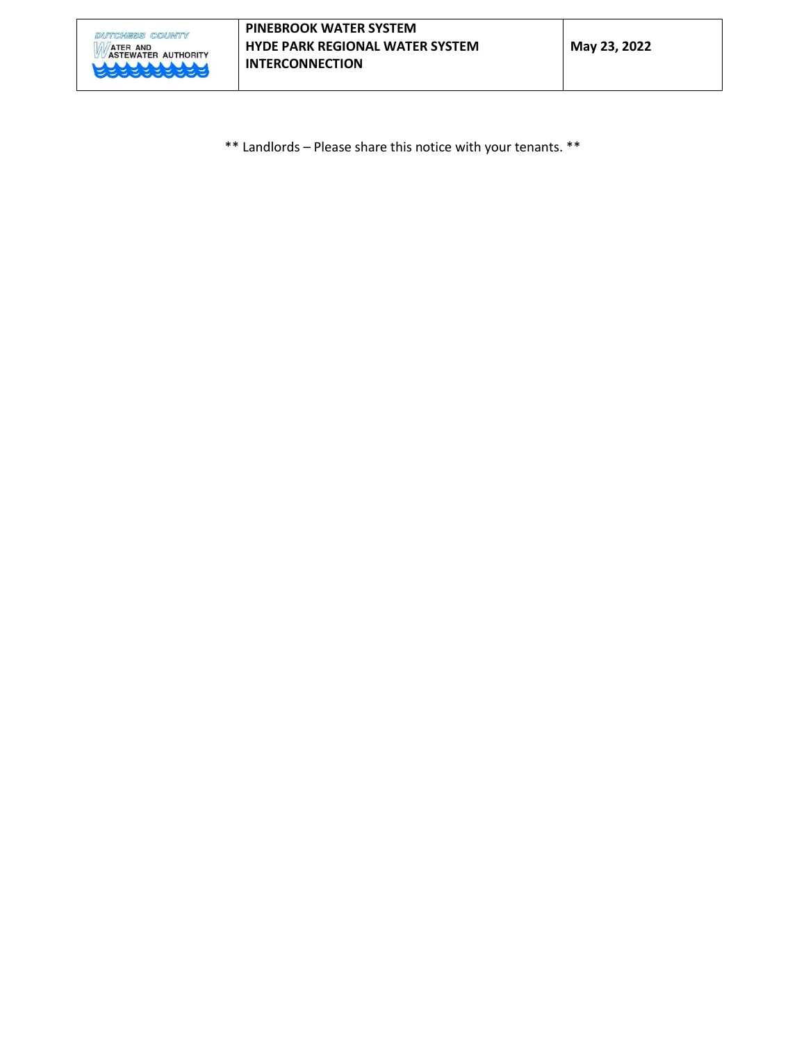** Landlords – Please share this notice with your tenants. **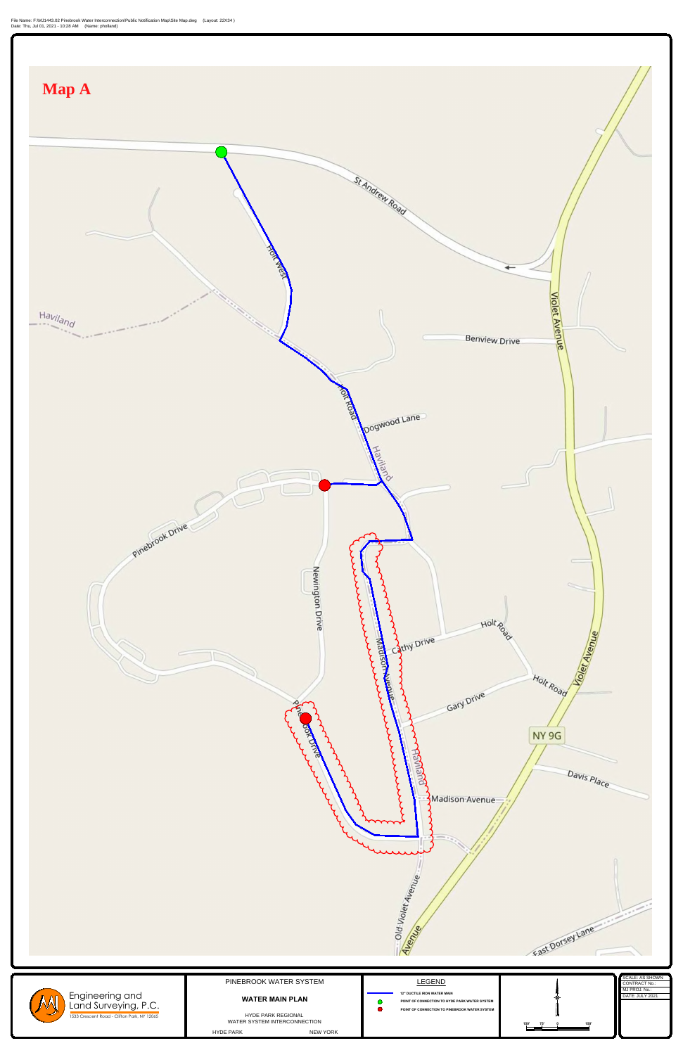File Name: F:\MJ1443.02 Pinebrook Water Interconnection\Public Notification Map\Site Map.dwg (Layout: 22X34)
Date: Thu, Jul 01, 2021 - 10:28 AM (Name: pholland)

# Map A

St Andrew Road

Holt West

Haviland

Benview Drive

Violet Avenue

Holt Road

Dogwood Lane

Haviland

Pinebrook Drive

Newington Drive

Cathy Drive

Holt Road

Madison Avenue

Holt Road

Gary Drive

Violet Avenue

NY 9G

Pinebrook Drive

Haviland

Madison Avenue

Davis Place

Old Violet Avenue

Avenue

East Dorsey Lane

---

Engineering and Land Surveying, P.C.
1533 Crescent Road - Clifton Park, NY 12065

PINEBROOK WATER SYSTEM

**WATER MAIN PLAN**

HYDE PARK REGIONAL
WATER SYSTEM INTERCONNECTION

HYDE PARK NEW YORK

LEGEND

- 12" DUCTILE IRON WATER MAIN
- POINT OF CONNECTION TO HYDE PARK WATER SYSTEM
- POINT OF CONNECTION TO PINEBROOK WATER SYSTEM

150' 75' 0 150'

SCALE: AS SHOWN
CONTRACT No.:
MJ PROJ. No.:
DATE: JULY 2021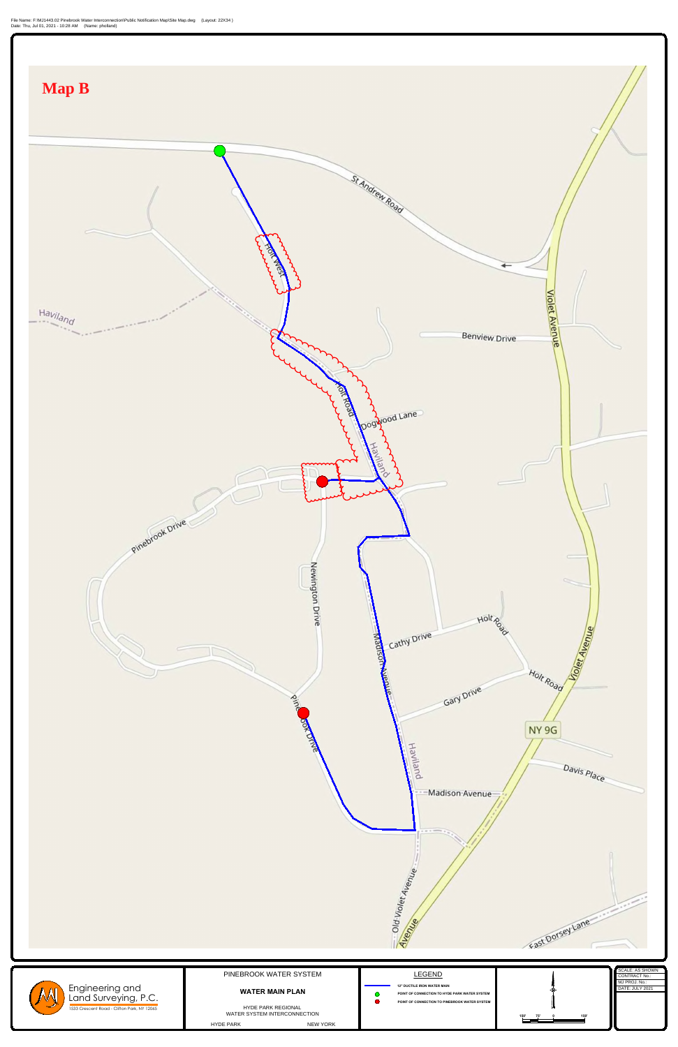File Name: F:\MJ1443.02 Pinebrook Water Interconnection\Public Notification Map\Site Map.dwg (Layout: 22X34 )
Date: Thu, Jul 01, 2021 - 10:28 AM (Name: pholland)

# Map B

St Andrew Road

Holt West

Haviland

Benview Drive

Violet Avenue

Holt Road

Dogwood Lane

Haviland

Pinebrook Drive

Newington Drive

Madison Avenue

Cathy Drive

Holt Road

Holt Road

Gary Drive

Violet Avenue

NY 9G

Pinebrook Drive

Haviland

Madison Avenue

Davis Place

Old Violet Avenue

Avenue

East Dorsey Lane

---

Engineering and Land Surveying, P.C.
1533 Crescent Road - Clifton Park, NY 12065

PINEBROOK WATER SYSTEM

**WATER MAIN PLAN**

HYDE PARK REGIONAL
WATER SYSTEM INTERCONNECTION

HYDE PARK NEW YORK

LEGEND

12" DUCTILE IRON WATER MAIN

POINT OF CONNECTION TO HYDE PARK WATER SYSTEM

POINT OF CONNECTION TO PINEBROOK WATER SYSTEM

150' 75' 0 150'

SCALE: AS SHOWN
CONTRACT No.:
MJ PROJ. No.:
DATE: JULY 2021